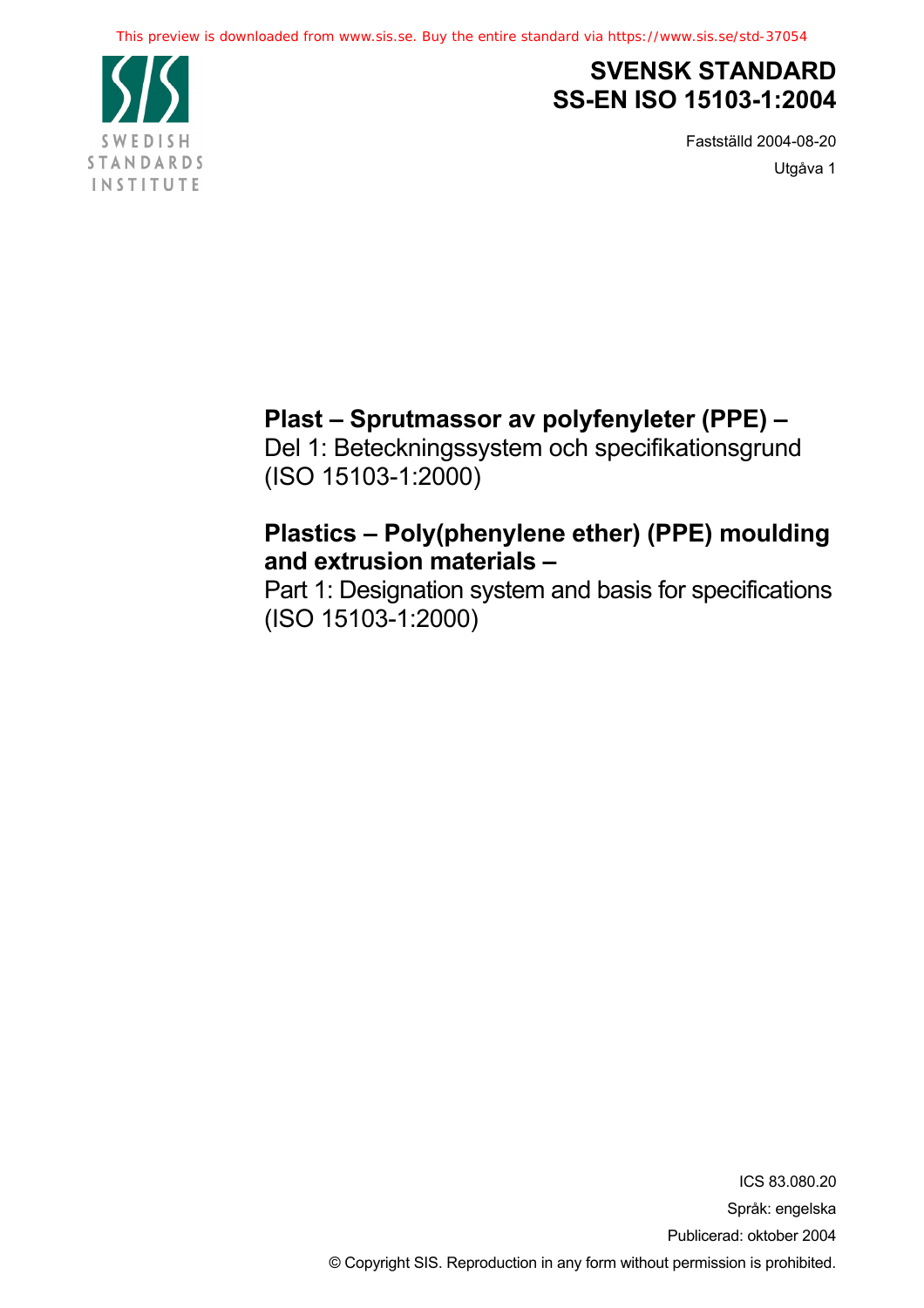# SVENSK STANDARD
# SS-EN ISO 15103-1:2004

Fastställd 2004-08-20

Utgåva 1

**Plast – Sprutmassor av polyfenyleter (PPE) –**
Del 1: Beteckningssystem och specifikationsgrund
(ISO 15103-1:2000)

**Plastics – Poly(phenylene ether) (PPE) moulding and extrusion materials –**
Part 1: Designation system and basis for specifications
(ISO 15103-1:2000)

ICS 83.080.20

Språk: engelska

Publicerad: oktober 2004

© Copyright SIS. Reproduction in any form without permission is prohibited.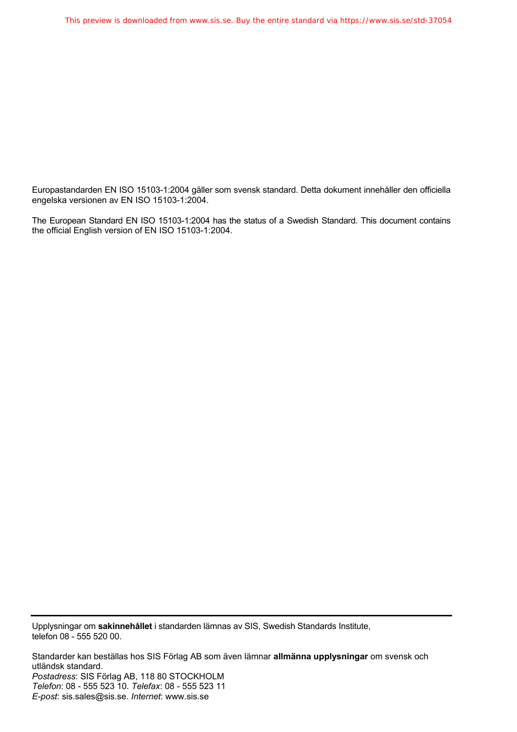Europastandarden EN ISO 15103-1:2004 gäller som svensk standard. Detta dokument innehåller den officiella engelska versionen av EN ISO 15103-1:2004.

The European Standard EN ISO 15103-1:2004 has the status of a Swedish Standard. This document contains the official English version of EN ISO 15103-1:2004.

---

Upplysningar om **sakinnehållet** i standarden lämnas av SIS, Swedish Standards Institute, telefon 08 - 555 520 00.

Standarder kan beställas hos SIS Förlag AB som även lämnar **allmänna upplysningar** om svensk och utländsk standard.
*Postadress*: SIS Förlag AB, 118 80 STOCKHOLM
*Telefon*: 08 - 555 523 10. *Telefax*: 08 - 555 523 11
*E-post*: sis.sales@sis.se. *Internet*: www.sis.se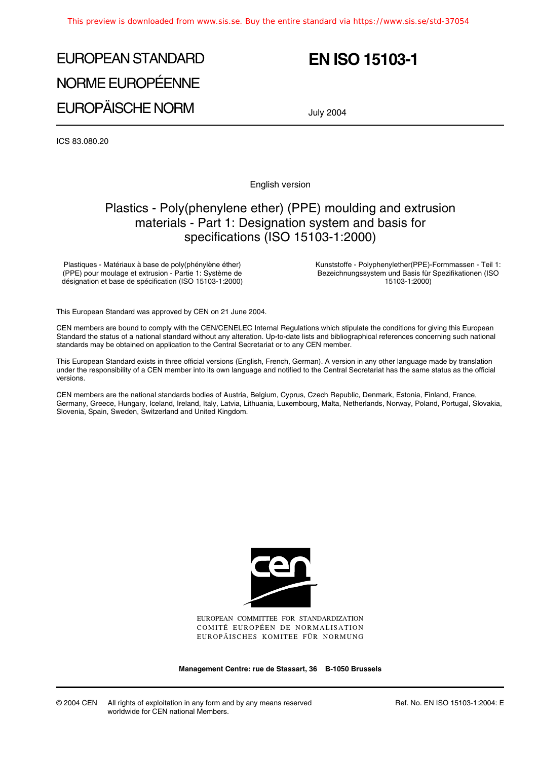# EUROPEAN STANDARD
# NORME EUROPÉENNE
# EUROPÄISCHE NORM

# EN ISO 15103-1

July 2004

ICS 83.080.20

English version

## Plastics - Poly(phenylene ether) (PPE) moulding and extrusion materials - Part 1: Designation system and basis for specifications (ISO 15103-1:2000)

Plastiques - Matériaux à base de poly(phénylène éther) (PPE) pour moulage et extrusion - Partie 1: Système de désignation et base de spécification (ISO 15103-1:2000)

Kunststoffe - Polyphenylether(PPE)-Formmassen - Teil 1: Bezeichnungssystem und Basis für Spezifikationen (ISO 15103-1:2000)

This European Standard was approved by CEN on 21 June 2004.

CEN members are bound to comply with the CEN/CENELEC Internal Regulations which stipulate the conditions for giving this European Standard the status of a national standard without any alteration. Up-to-date lists and bibliographical references concerning such national standards may be obtained on application to the Central Secretariat or to any CEN member.

This European Standard exists in three official versions (English, French, German). A version in any other language made by translation under the responsibility of a CEN member into its own language and notified to the Central Secretariat has the same status as the official versions.

CEN members are the national standards bodies of Austria, Belgium, Cyprus, Czech Republic, Denmark, Estonia, Finland, France, Germany, Greece, Hungary, Iceland, Ireland, Italy, Latvia, Lithuania, Luxembourg, Malta, Netherlands, Norway, Poland, Portugal, Slovakia, Slovenia, Spain, Sweden, Switzerland and United Kingdom.

EUROPEAN COMMITTEE FOR STANDARDIZATION
COMITÉ EUROPÉEN DE NORMALISATION
EUROPÄISCHES KOMITEE FÜR NORMUNG

**Management Centre: rue de Stassart, 36 B-1050 Brussels**

© 2004 CEN All rights of exploitation in any form and by any means reserved worldwide for CEN national Members.

Ref. No. EN ISO 15103-1:2004: E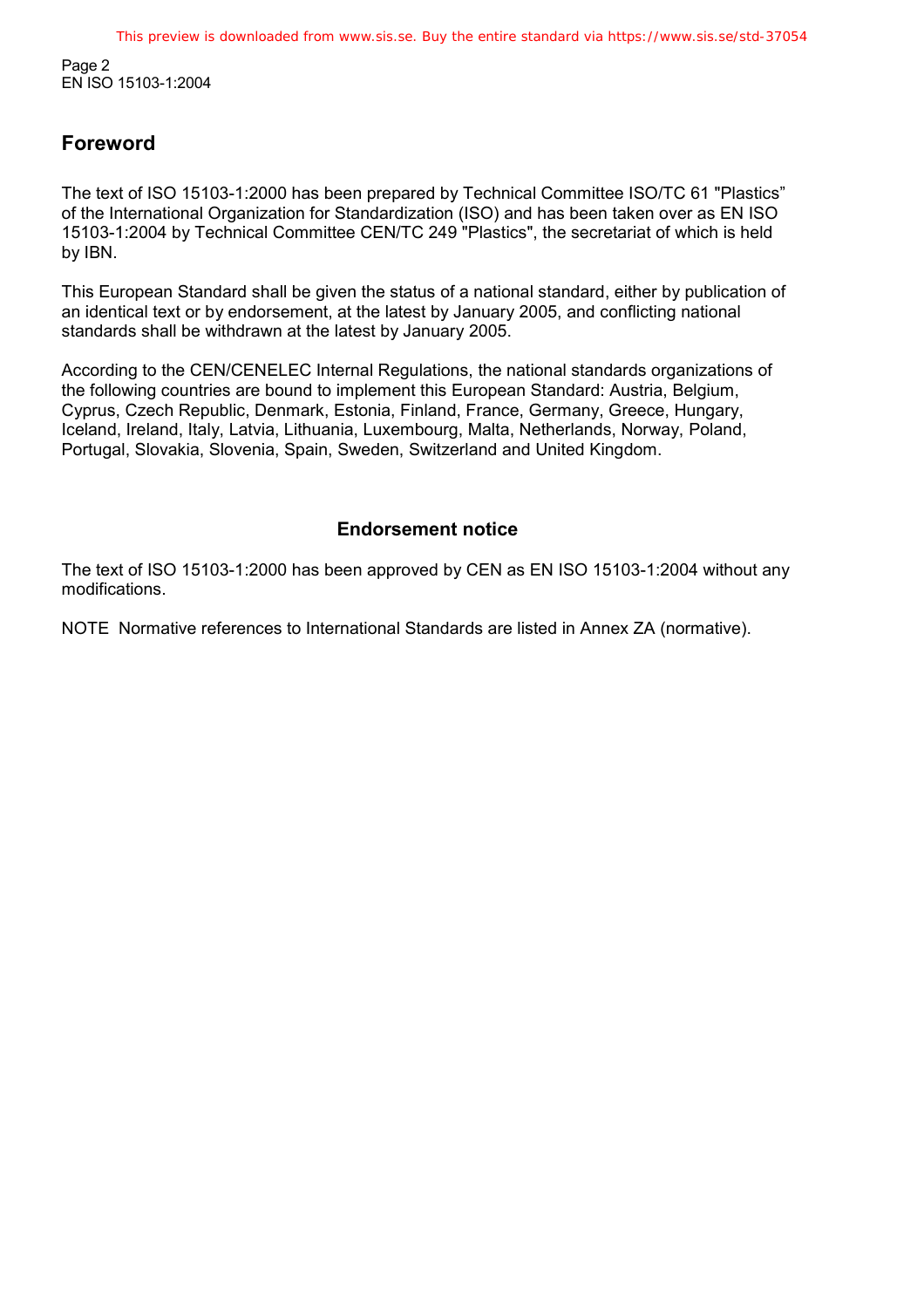## Foreword

The text of ISO 15103-1:2000 has been prepared by Technical Committee ISO/TC 61 "Plastics" of the International Organization for Standardization (ISO) and has been taken over as EN ISO 15103-1:2004 by Technical Committee CEN/TC 249 "Plastics", the secretariat of which is held by IBN.

This European Standard shall be given the status of a national standard, either by publication of an identical text or by endorsement, at the latest by January 2005, and conflicting national standards shall be withdrawn at the latest by January 2005.

According to the CEN/CENELEC Internal Regulations, the national standards organizations of the following countries are bound to implement this European Standard: Austria, Belgium, Cyprus, Czech Republic, Denmark, Estonia, Finland, France, Germany, Greece, Hungary, Iceland, Ireland, Italy, Latvia, Lithuania, Luxembourg, Malta, Netherlands, Norway, Poland, Portugal, Slovakia, Slovenia, Spain, Sweden, Switzerland and United Kingdom.

### Endorsement notice

The text of ISO 15103-1:2000 has been approved by CEN as EN ISO 15103-1:2004 without any modifications.

NOTE Normative references to International Standards are listed in Annex ZA (normative).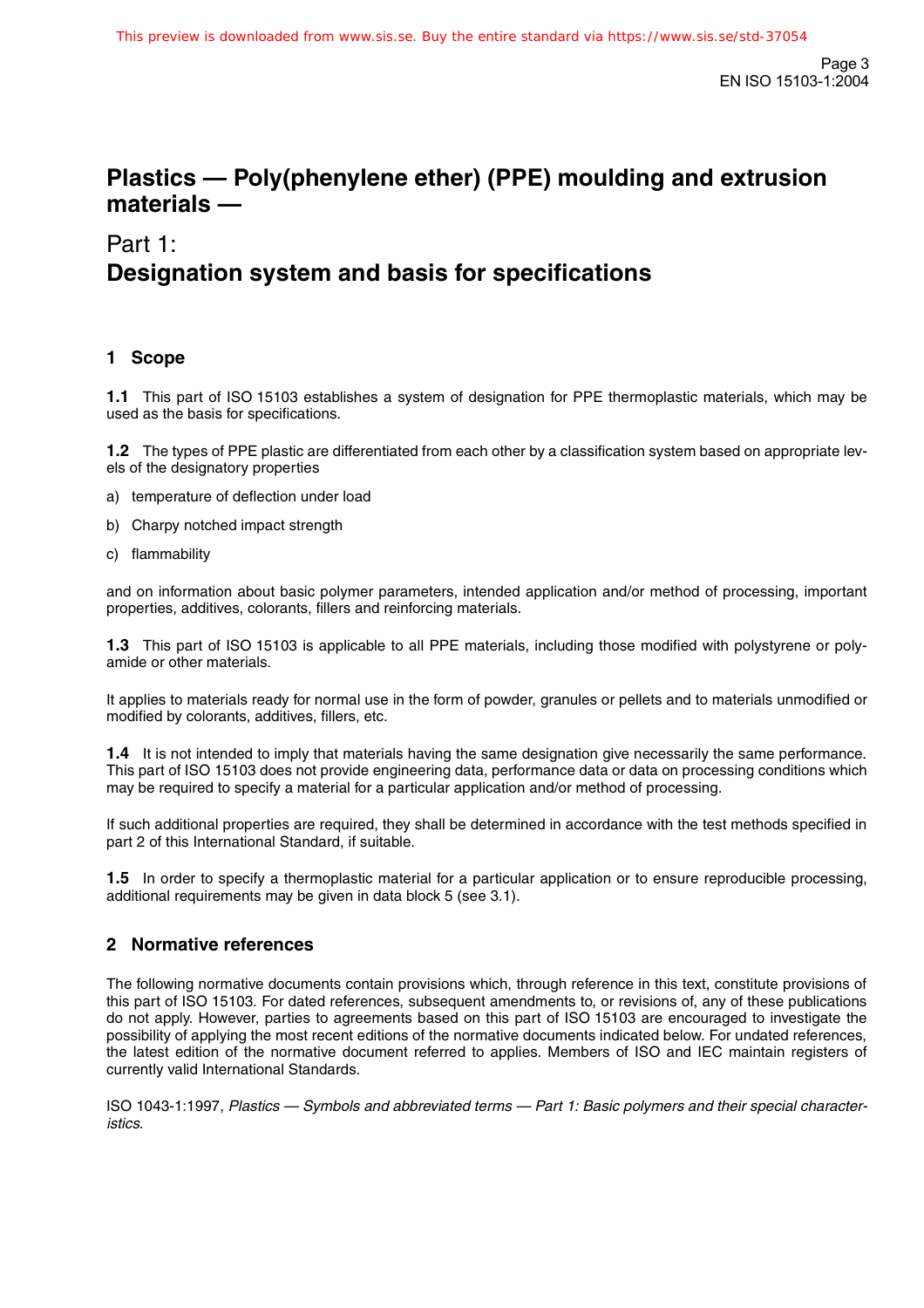# Plastics — Poly(phenylene ether) (PPE) moulding and extrusion materials —

## Part 1: Designation system and basis for specifications

## 1 Scope

**1.1** This part of ISO 15103 establishes a system of designation for PPE thermoplastic materials, which may be used as the basis for specifications.

**1.2** The types of PPE plastic are differentiated from each other by a classification system based on appropriate levels of the designatory properties

a) temperature of deflection under load

b) Charpy notched impact strength

c) flammability

and on information about basic polymer parameters, intended application and/or method of processing, important properties, additives, colorants, fillers and reinforcing materials.

**1.3** This part of ISO 15103 is applicable to all PPE materials, including those modified with polystyrene or polyamide or other materials.

It applies to materials ready for normal use in the form of powder, granules or pellets and to materials unmodified or modified by colorants, additives, fillers, etc.

**1.4** It is not intended to imply that materials having the same designation give necessarily the same performance. This part of ISO 15103 does not provide engineering data, performance data or data on processing conditions which may be required to specify a material for a particular application and/or method of processing.

If such additional properties are required, they shall be determined in accordance with the test methods specified in part 2 of this International Standard, if suitable.

**1.5** In order to specify a thermoplastic material for a particular application or to ensure reproducible processing, additional requirements may be given in data block 5 (see 3.1).

## 2 Normative references

The following normative documents contain provisions which, through reference in this text, constitute provisions of this part of ISO 15103. For dated references, subsequent amendments to, or revisions of, any of these publications do not apply. However, parties to agreements based on this part of ISO 15103 are encouraged to investigate the possibility of applying the most recent editions of the normative documents indicated below. For undated references, the latest edition of the normative document referred to applies. Members of ISO and IEC maintain registers of currently valid International Standards.

ISO 1043-1:1997, *Plastics — Symbols and abbreviated terms — Part 1: Basic polymers and their special characteristics*.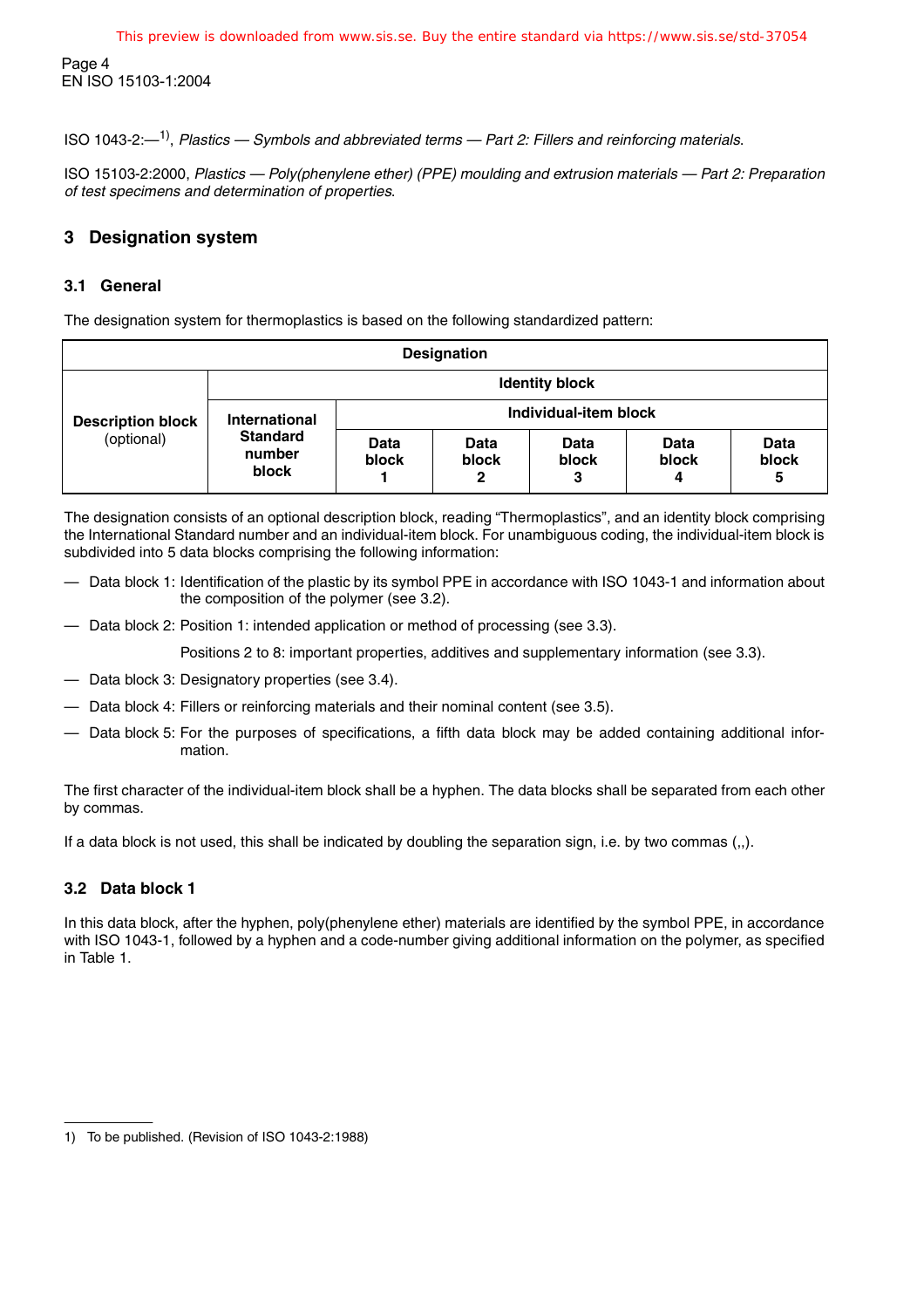ISO 1043-2:—[1)], *Plastics — Symbols and abbreviated terms — Part 2: Fillers and reinforcing materials*.

ISO 15103-2:2000, *Plastics — Poly(phenylene ether) (PPE) moulding and extrusion materials — Part 2: Preparation of test specimens and determination of properties*.

## 3 Designation system

### 3.1 General

The designation system for thermoplastics is based on the following standardized pattern:

| Designation | | | | | | |
|---|---|---|---|---|---|---|
| **Description block** (optional) | **Identity block** | | | | | |
| | **International Standard number block** | **Individual-item block** | | | | |
| | | **Data block 1** | **Data block 2** | **Data block 3** | **Data block 4** | **Data block 5** |

The designation consists of an optional description block, reading “Thermoplastics”, and an identity block comprising the International Standard number and an individual-item block. For unambiguous coding, the individual-item block is subdivided into 5 data blocks comprising the following information:

— Data block 1: Identification of the plastic by its symbol PPE in accordance with ISO 1043-1 and information about the composition of the polymer (see 3.2).

— Data block 2: Position 1: intended application or method of processing (see 3.3).

Positions 2 to 8: important properties, additives and supplementary information (see 3.3).

— Data block 3: Designatory properties (see 3.4).

— Data block 4: Fillers or reinforcing materials and their nominal content (see 3.5).

— Data block 5: For the purposes of specifications, a fifth data block may be added containing additional information.

The first character of the individual-item block shall be a hyphen. The data blocks shall be separated from each other by commas.

If a data block is not used, this shall be indicated by doubling the separation sign, i.e. by two commas (,,).

### 3.2 Data block 1

In this data block, after the hyphen, poly(phenylene ether) materials are identified by the symbol PPE, in accordance with ISO 1043-1, followed by a hyphen and a code-number giving additional information on the polymer, as specified in Table 1.

1) To be published. (Revision of ISO 1043-2:1988)